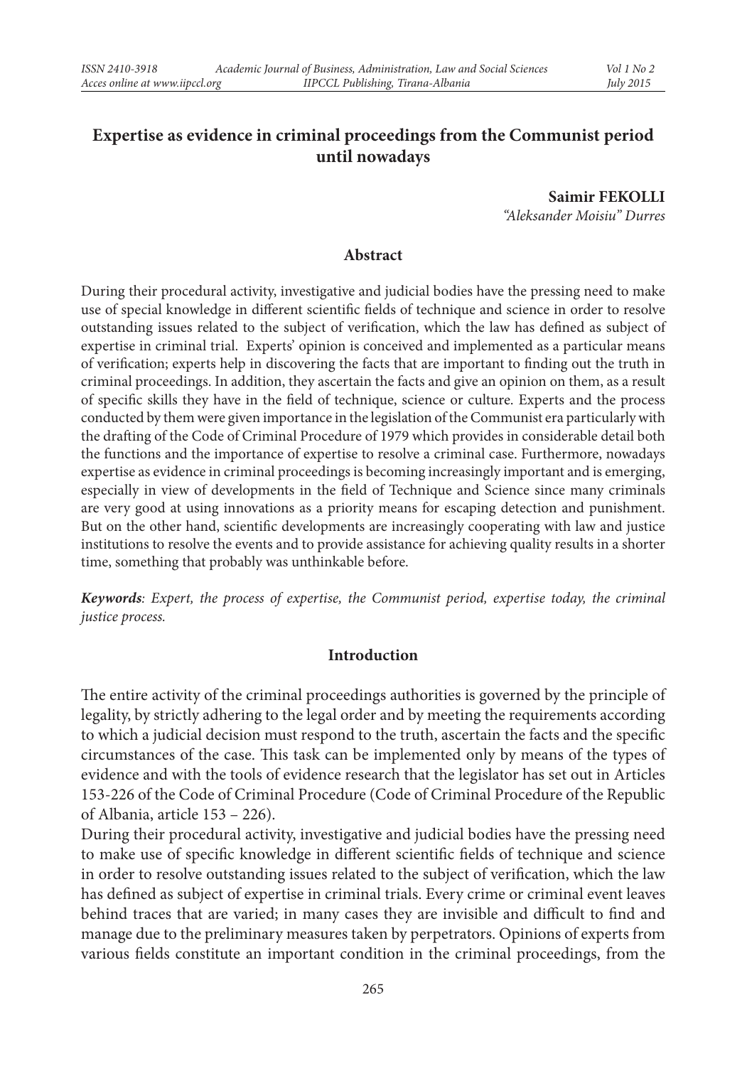# Expertise as evidence in criminal proceedings from the Communist period until nowadays

**Saimir FEKOLLI**

*"Aleksander Moisiu" Durres*

## Abstract

During their procedural activity, investigative and judicial bodies have the pressing need to make use of special knowledge in different scientific fields of technique and science in order to resolve outstanding issues related to the subject of verification, which the law has defined as subject of expertise in criminal trial. Experts' opinion is conceived and implemented as a particular means of verification; experts help in discovering the facts that are important to finding out the truth in criminal proceedings. In addition, they ascertain the facts and give an opinion on them, as a result of specific skills they have in the field of technique, science or culture. Experts and the process conducted by them were given importance in the legislation of the Communist era particularly with the drafting of the Code of Criminal Procedure of 1979 which provides in considerable detail both the functions and the importance of expertise to resolve a criminal case. Furthermore, nowadays expertise as evidence in criminal proceedings is becoming increasingly important and is emerging, especially in view of developments in the field of Technique and Science since many criminals are very good at using innovations as a priority means for escaping detection and punishment. But on the other hand, scientific developments are increasingly cooperating with law and justice institutions to resolve the events and to provide assistance for achieving quality results in a shorter time, something that probably was unthinkable before.

***Keywords**: Expert, the process of expertise, the Communist period, expertise today, the criminal justice process.*

## Introduction

The entire activity of the criminal proceedings authorities is governed by the principle of legality, by strictly adhering to the legal order and by meeting the requirements according to which a judicial decision must respond to the truth, ascertain the facts and the specific circumstances of the case. This task can be implemented only by means of the types of evidence and with the tools of evidence research that the legislator has set out in Articles 153-226 of the Code of Criminal Procedure (Code of Criminal Procedure of the Republic of Albania, article 153 – 226).

During their procedural activity, investigative and judicial bodies have the pressing need to make use of specific knowledge in different scientific fields of technique and science in order to resolve outstanding issues related to the subject of verification, which the law has defined as subject of expertise in criminal trials. Every crime or criminal event leaves behind traces that are varied; in many cases they are invisible and difficult to find and manage due to the preliminary measures taken by perpetrators. Opinions of experts from various fields constitute an important condition in the criminal proceedings, from the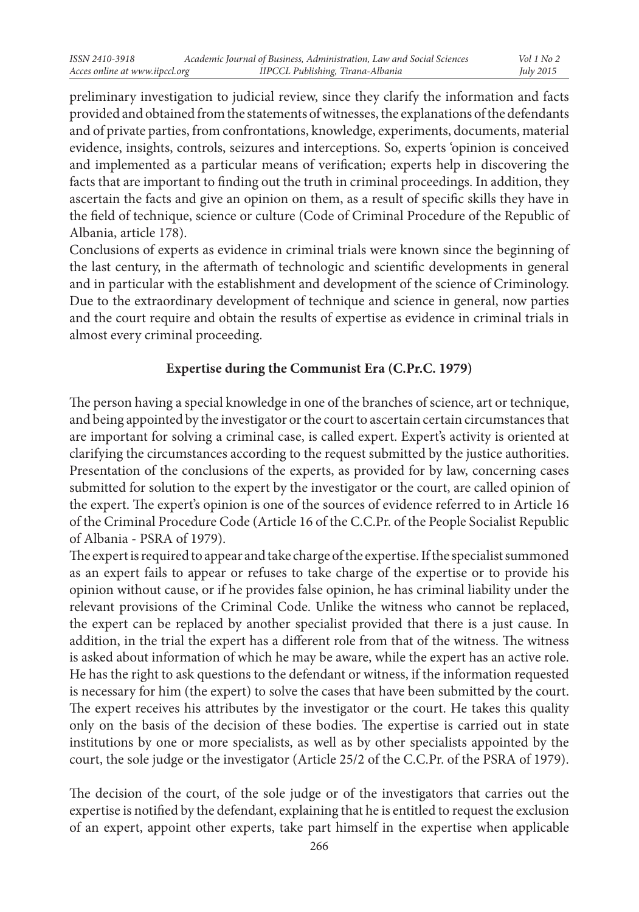preliminary investigation to judicial review, since they clarify the information and facts provided and obtained from the statements of witnesses, the explanations of the defendants and of private parties, from confrontations, knowledge, experiments, documents, material evidence, insights, controls, seizures and interceptions. So, experts 'opinion is conceived and implemented as a particular means of verification; experts help in discovering the facts that are important to finding out the truth in criminal proceedings. In addition, they ascertain the facts and give an opinion on them, as a result of specific skills they have in the field of technique, science or culture (Code of Criminal Procedure of the Republic of Albania, article 178).

Conclusions of experts as evidence in criminal trials were known since the beginning of the last century, in the aftermath of technologic and scientific developments in general and in particular with the establishment and development of the science of Criminology. Due to the extraordinary development of technique and science in general, now parties and the court require and obtain the results of expertise as evidence in criminal trials in almost every criminal proceeding.

**Expertise during the Communist Era (C.Pr.C. 1979)**

The person having a special knowledge in one of the branches of science, art or technique, and being appointed by the investigator or the court to ascertain certain circumstances that are important for solving a criminal case, is called expert. Expert's activity is oriented at clarifying the circumstances according to the request submitted by the justice authorities. Presentation of the conclusions of the experts, as provided for by law, concerning cases submitted for solution to the expert by the investigator or the court, are called opinion of the expert. The expert's opinion is one of the sources of evidence referred to in Article 16 of the Criminal Procedure Code (Article 16 of the C.C.Pr. of the People Socialist Republic of Albania - PSRA of 1979).

The expert is required to appear and take charge of the expertise. If the specialist summoned as an expert fails to appear or refuses to take charge of the expertise or to provide his opinion without cause, or if he provides false opinion, he has criminal liability under the relevant provisions of the Criminal Code. Unlike the witness who cannot be replaced, the expert can be replaced by another specialist provided that there is a just cause. In addition, in the trial the expert has a different role from that of the witness. The witness is asked about information of which he may be aware, while the expert has an active role. He has the right to ask questions to the defendant or witness, if the information requested is necessary for him (the expert) to solve the cases that have been submitted by the court. The expert receives his attributes by the investigator or the court. He takes this quality only on the basis of the decision of these bodies. The expertise is carried out in state institutions by one or more specialists, as well as by other specialists appointed by the court, the sole judge or the investigator (Article 25/2 of the C.C.Pr. of the PSRA of 1979).

The decision of the court, of the sole judge or of the investigators that carries out the expertise is notified by the defendant, explaining that he is entitled to request the exclusion of an expert, appoint other experts, take part himself in the expertise when applicable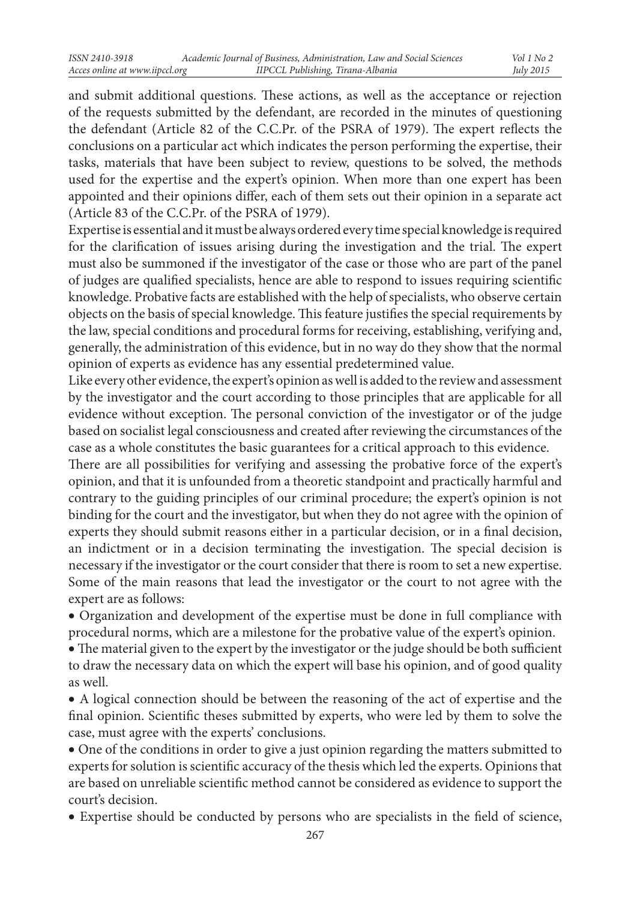and submit additional questions. These actions, as well as the acceptance or rejection of the requests submitted by the defendant, are recorded in the minutes of questioning the defendant (Article 82 of the C.C.Pr. of the PSRA of 1979). The expert reflects the conclusions on a particular act which indicates the person performing the expertise, their tasks, materials that have been subject to review, questions to be solved, the methods used for the expertise and the expert's opinion. When more than one expert has been appointed and their opinions differ, each of them sets out their opinion in a separate act (Article 83 of the C.C.Pr. of the PSRA of 1979).

Expertise is essential and it must be always ordered every time special knowledge is required for the clarification of issues arising during the investigation and the trial. The expert must also be summoned if the investigator of the case or those who are part of the panel of judges are qualified specialists, hence are able to respond to issues requiring scientific knowledge. Probative facts are established with the help of specialists, who observe certain objects on the basis of special knowledge. This feature justifies the special requirements by the law, special conditions and procedural forms for receiving, establishing, verifying and, generally, the administration of this evidence, but in no way do they show that the normal opinion of experts as evidence has any essential predetermined value.

Like every other evidence, the expert's opinion as well is added to the review and assessment by the investigator and the court according to those principles that are applicable for all evidence without exception. The personal conviction of the investigator or of the judge based on socialist legal consciousness and created after reviewing the circumstances of the case as a whole constitutes the basic guarantees for a critical approach to this evidence.

There are all possibilities for verifying and assessing the probative force of the expert's opinion, and that it is unfounded from a theoretic standpoint and practically harmful and contrary to the guiding principles of our criminal procedure; the expert's opinion is not binding for the court and the investigator, but when they do not agree with the opinion of experts they should submit reasons either in a particular decision, or in a final decision, an indictment or in a decision terminating the investigation. The special decision is necessary if the investigator or the court consider that there is room to set a new expertise. Some of the main reasons that lead the investigator or the court to not agree with the expert are as follows:

- Organization and development of the expertise must be done in full compliance with procedural norms, which are a milestone for the probative value of the expert's opinion.
- The material given to the expert by the investigator or the judge should be both sufficient to draw the necessary data on which the expert will base his opinion, and of good quality as well.
- A logical connection should be between the reasoning of the act of expertise and the final opinion. Scientific theses submitted by experts, who were led by them to solve the case, must agree with the experts' conclusions.
- One of the conditions in order to give a just opinion regarding the matters submitted to experts for solution is scientific accuracy of the thesis which led the experts. Opinions that are based on unreliable scientific method cannot be considered as evidence to support the court's decision.
- Expertise should be conducted by persons who are specialists in the field of science,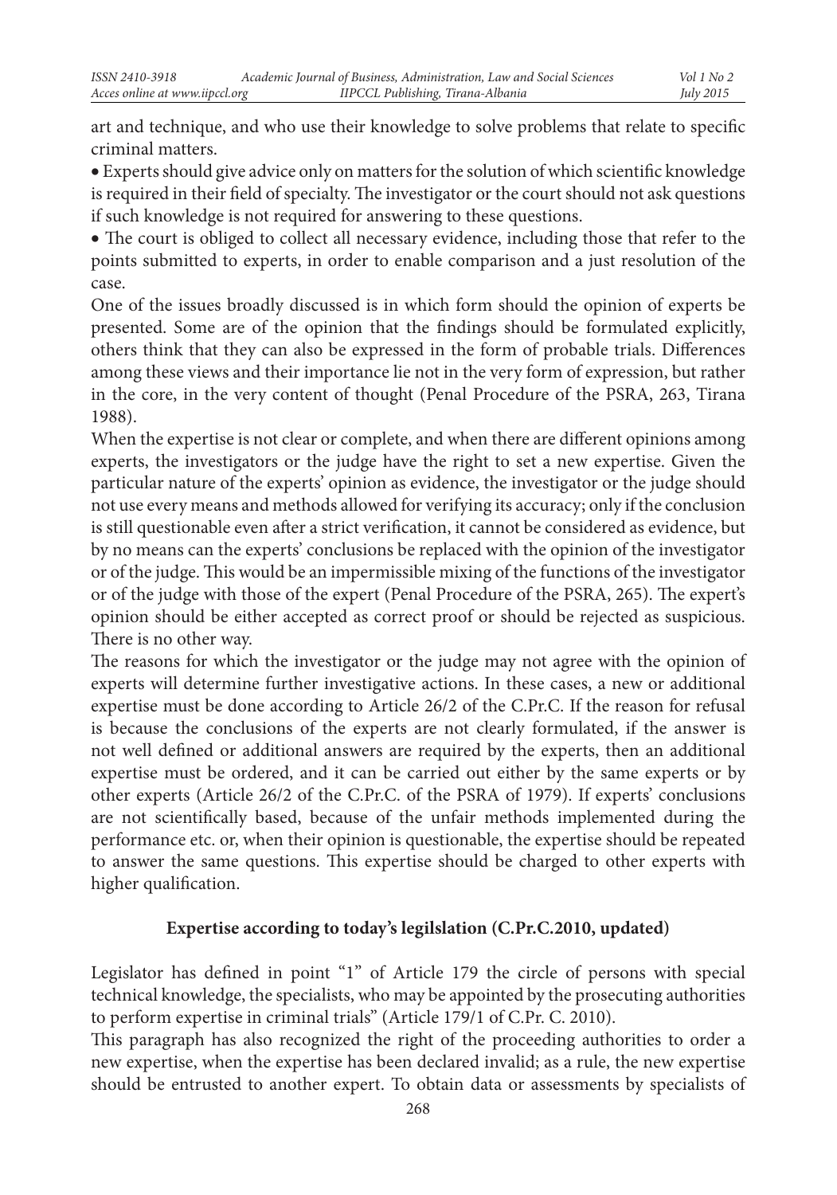art and technique, and who use their knowledge to solve problems that relate to specific criminal matters.

- Experts should give advice only on matters for the solution of which scientific knowledge is required in their field of specialty. The investigator or the court should not ask questions if such knowledge is not required for answering to these questions.
- The court is obliged to collect all necessary evidence, including those that refer to the points submitted to experts, in order to enable comparison and a just resolution of the case.

One of the issues broadly discussed is in which form should the opinion of experts be presented. Some are of the opinion that the findings should be formulated explicitly, others think that they can also be expressed in the form of probable trials. Differences among these views and their importance lie not in the very form of expression, but rather in the core, in the very content of thought (Penal Procedure of the PSRA, 263, Tirana 1988).

When the expertise is not clear or complete, and when there are different opinions among experts, the investigators or the judge have the right to set a new expertise. Given the particular nature of the experts' opinion as evidence, the investigator or the judge should not use every means and methods allowed for verifying its accuracy; only if the conclusion is still questionable even after a strict verification, it cannot be considered as evidence, but by no means can the experts' conclusions be replaced with the opinion of the investigator or of the judge. This would be an impermissible mixing of the functions of the investigator or of the judge with those of the expert (Penal Procedure of the PSRA, 265). The expert's opinion should be either accepted as correct proof or should be rejected as suspicious. There is no other way.

The reasons for which the investigator or the judge may not agree with the opinion of experts will determine further investigative actions. In these cases, a new or additional expertise must be done according to Article 26/2 of the C.Pr.C. If the reason for refusal is because the conclusions of the experts are not clearly formulated, if the answer is not well defined or additional answers are required by the experts, then an additional expertise must be ordered, and it can be carried out either by the same experts or by other experts (Article 26/2 of the C.Pr.C. of the PSRA of 1979). If experts' conclusions are not scientifically based, because of the unfair methods implemented during the performance etc. or, when their opinion is questionable, the expertise should be repeated to answer the same questions. This expertise should be charged to other experts with higher qualification.

## Expertise according to today's legilslation (C.Pr.C.2010, updated)

Legislator has defined in point "1" of Article 179 the circle of persons with special technical knowledge, the specialists, who may be appointed by the prosecuting authorities to perform expertise in criminal trials" (Article 179/1 of C.Pr. C. 2010).

This paragraph has also recognized the right of the proceeding authorities to order a new expertise, when the expertise has been declared invalid; as a rule, the new expertise should be entrusted to another expert. To obtain data or assessments by specialists of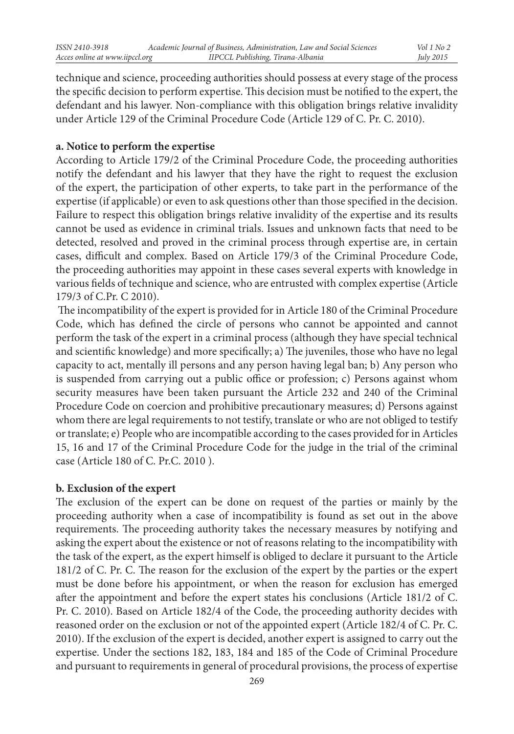technique and science, proceeding authorities should possess at every stage of the process the specific decision to perform expertise. This decision must be notified to the expert, the defendant and his lawyer. Non-compliance with this obligation brings relative invalidity under Article 129 of the Criminal Procedure Code (Article 129 of C. Pr. C. 2010).

### a. Notice to perform the expertise

According to Article 179/2 of the Criminal Procedure Code, the proceeding authorities notify the defendant and his lawyer that they have the right to request the exclusion of the expert, the participation of other experts, to take part in the performance of the expertise (if applicable) or even to ask questions other than those specified in the decision. Failure to respect this obligation brings relative invalidity of the expertise and its results cannot be used as evidence in criminal trials. Issues and unknown facts that need to be detected, resolved and proved in the criminal process through expertise are, in certain cases, difficult and complex. Based on Article 179/3 of the Criminal Procedure Code, the proceeding authorities may appoint in these cases several experts with knowledge in various fields of technique and science, who are entrusted with complex expertise (Article 179/3 of C.Pr. C 2010).

The incompatibility of the expert is provided for in Article 180 of the Criminal Procedure Code, which has defined the circle of persons who cannot be appointed and cannot perform the task of the expert in a criminal process (although they have special technical and scientific knowledge) and more specifically; a) The juveniles, those who have no legal capacity to act, mentally ill persons and any person having legal ban; b) Any person who is suspended from carrying out a public office or profession; c) Persons against whom security measures have been taken pursuant the Article 232 and 240 of the Criminal Procedure Code on coercion and prohibitive precautionary measures; d) Persons against whom there are legal requirements to not testify, translate or who are not obliged to testify or translate; e) People who are incompatible according to the cases provided for in Articles 15, 16 and 17 of the Criminal Procedure Code for the judge in the trial of the criminal case (Article 180 of C. Pr.C. 2010 ).

### b. Exclusion of the expert

The exclusion of the expert can be done on request of the parties or mainly by the proceeding authority when a case of incompatibility is found as set out in the above requirements. The proceeding authority takes the necessary measures by notifying and asking the expert about the existence or not of reasons relating to the incompatibility with the task of the expert, as the expert himself is obliged to declare it pursuant to the Article 181/2 of C. Pr. C. The reason for the exclusion of the expert by the parties or the expert must be done before his appointment, or when the reason for exclusion has emerged after the appointment and before the expert states his conclusions (Article 181/2 of C. Pr. C. 2010). Based on Article 182/4 of the Code, the proceeding authority decides with reasoned order on the exclusion or not of the appointed expert (Article 182/4 of C. Pr. C. 2010). If the exclusion of the expert is decided, another expert is assigned to carry out the expertise. Under the sections 182, 183, 184 and 185 of the Code of Criminal Procedure and pursuant to requirements in general of procedural provisions, the process of expertise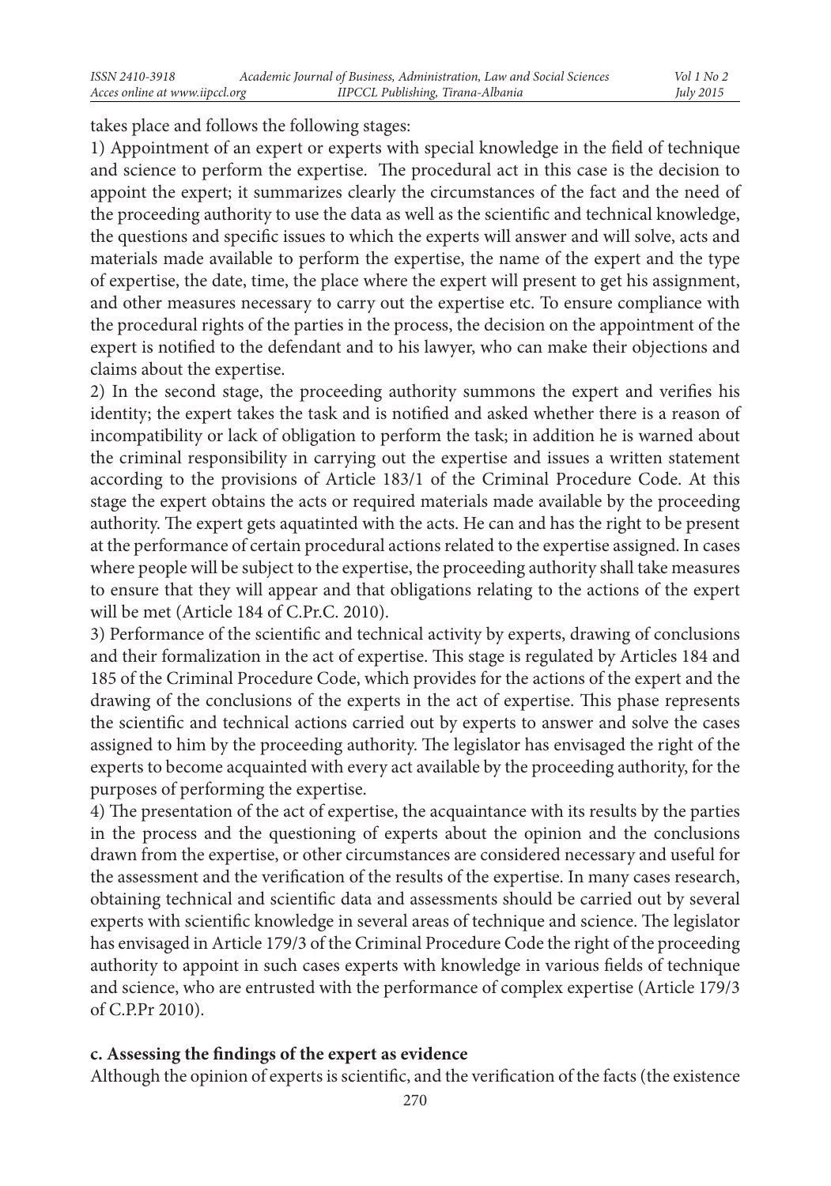takes place and follows the following stages:

1) Appointment of an expert or experts with special knowledge in the field of technique and science to perform the expertise. The procedural act in this case is the decision to appoint the expert; it summarizes clearly the circumstances of the fact and the need of the proceeding authority to use the data as well as the scientific and technical knowledge, the questions and specific issues to which the experts will answer and will solve, acts and materials made available to perform the expertise, the name of the expert and the type of expertise, the date, time, the place where the expert will present to get his assignment, and other measures necessary to carry out the expertise etc. To ensure compliance with the procedural rights of the parties in the process, the decision on the appointment of the expert is notified to the defendant and to his lawyer, who can make their objections and claims about the expertise.

2) In the second stage, the proceeding authority summons the expert and verifies his identity; the expert takes the task and is notified and asked whether there is a reason of incompatibility or lack of obligation to perform the task; in addition he is warned about the criminal responsibility in carrying out the expertise and issues a written statement according to the provisions of Article 183/1 of the Criminal Procedure Code. At this stage the expert obtains the acts or required materials made available by the proceeding authority. The expert gets aquatinted with the acts. He can and has the right to be present at the performance of certain procedural actions related to the expertise assigned. In cases where people will be subject to the expertise, the proceeding authority shall take measures to ensure that they will appear and that obligations relating to the actions of the expert will be met (Article 184 of C.Pr.C. 2010).

3) Performance of the scientific and technical activity by experts, drawing of conclusions and their formalization in the act of expertise. This stage is regulated by Articles 184 and 185 of the Criminal Procedure Code, which provides for the actions of the expert and the drawing of the conclusions of the experts in the act of expertise. This phase represents the scientific and technical actions carried out by experts to answer and solve the cases assigned to him by the proceeding authority. The legislator has envisaged the right of the experts to become acquainted with every act available by the proceeding authority, for the purposes of performing the expertise.

4) The presentation of the act of expertise, the acquaintance with its results by the parties in the process and the questioning of experts about the opinion and the conclusions drawn from the expertise, or other circumstances are considered necessary and useful for the assessment and the verification of the results of the expertise. In many cases research, obtaining technical and scientific data and assessments should be carried out by several experts with scientific knowledge in several areas of technique and science. The legislator has envisaged in Article 179/3 of the Criminal Procedure Code the right of the proceeding authority to appoint in such cases experts with knowledge in various fields of technique and science, who are entrusted with the performance of complex expertise (Article 179/3 of C.P.Pr 2010).

**c. Assessing the findings of the expert as evidence**

Although the opinion of experts is scientific, and the verification of the facts (the existence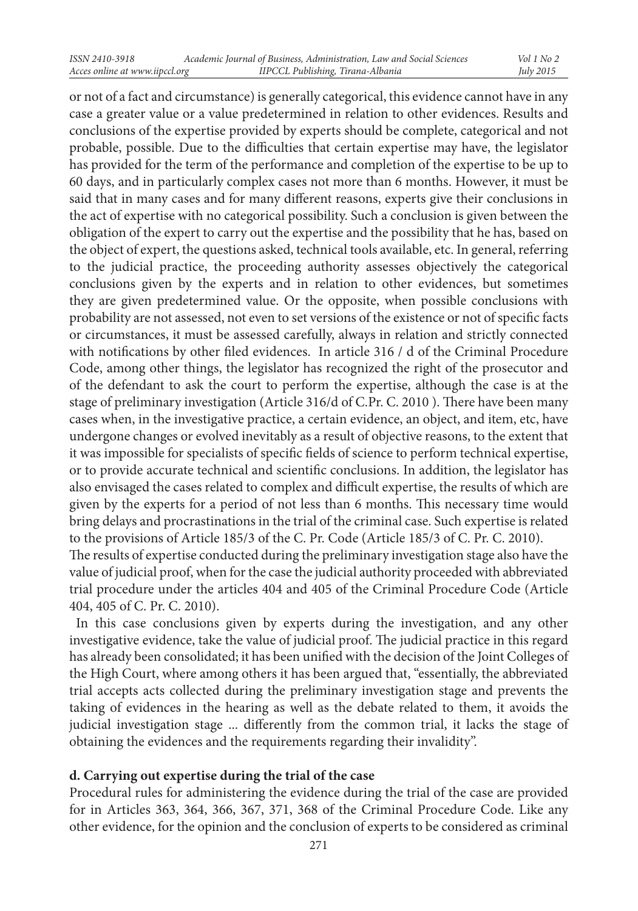or not of a fact and circumstance) is generally categorical, this evidence cannot have in any case a greater value or a value predetermined in relation to other evidences. Results and conclusions of the expertise provided by experts should be complete, categorical and not probable, possible. Due to the difficulties that certain expertise may have, the legislator has provided for the term of the performance and completion of the expertise to be up to 60 days, and in particularly complex cases not more than 6 months. However, it must be said that in many cases and for many different reasons, experts give their conclusions in the act of expertise with no categorical possibility. Such a conclusion is given between the obligation of the expert to carry out the expertise and the possibility that he has, based on the object of expert, the questions asked, technical tools available, etc. In general, referring to the judicial practice, the proceeding authority assesses objectively the categorical conclusions given by the experts and in relation to other evidences, but sometimes they are given predetermined value. Or the opposite, when possible conclusions with probability are not assessed, not even to set versions of the existence or not of specific facts or circumstances, it must be assessed carefully, always in relation and strictly connected with notifications by other filed evidences. In article 316 / d of the Criminal Procedure Code, among other things, the legislator has recognized the right of the prosecutor and of the defendant to ask the court to perform the expertise, although the case is at the stage of preliminary investigation (Article 316/d of C.Pr. C. 2010 ). There have been many cases when, in the investigative practice, a certain evidence, an object, and item, etc, have undergone changes or evolved inevitably as a result of objective reasons, to the extent that it was impossible for specialists of specific fields of science to perform technical expertise, or to provide accurate technical and scientific conclusions. In addition, the legislator has also envisaged the cases related to complex and difficult expertise, the results of which are given by the experts for a period of not less than 6 months. This necessary time would bring delays and procrastinations in the trial of the criminal case. Such expertise is related to the provisions of Article 185/3 of the C. Pr. Code (Article 185/3 of C. Pr. C. 2010).

The results of expertise conducted during the preliminary investigation stage also have the value of judicial proof, when for the case the judicial authority proceeded with abbreviated trial procedure under the articles 404 and 405 of the Criminal Procedure Code (Article 404, 405 of C. Pr. C. 2010).

In this case conclusions given by experts during the investigation, and any other investigative evidence, take the value of judicial proof. The judicial practice in this regard has already been consolidated; it has been unified with the decision of the Joint Colleges of the High Court, where among others it has been argued that, "essentially, the abbreviated trial accepts acts collected during the preliminary investigation stage and prevents the taking of evidences in the hearing as well as the debate related to them, it avoids the judicial investigation stage ... differently from the common trial, it lacks the stage of obtaining the evidences and the requirements regarding their invalidity".

**d. Carrying out expertise during the trial of the case**

Procedural rules for administering the evidence during the trial of the case are provided for in Articles 363, 364, 366, 367, 371, 368 of the Criminal Procedure Code. Like any other evidence, for the opinion and the conclusion of experts to be considered as criminal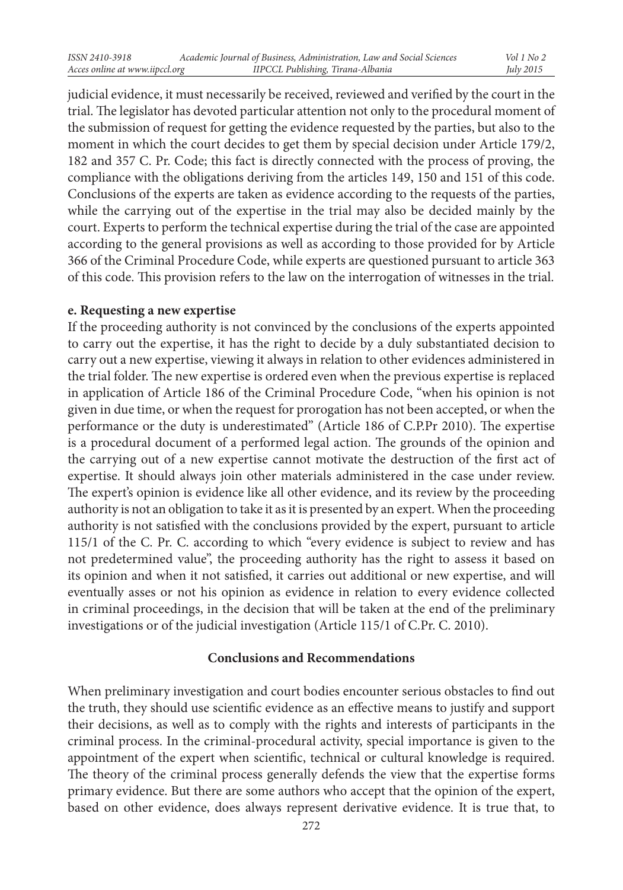judicial evidence, it must necessarily be received, reviewed and verified by the court in the trial. The legislator has devoted particular attention not only to the procedural moment of the submission of request for getting the evidence requested by the parties, but also to the moment in which the court decides to get them by special decision under Article 179/2, 182 and 357 C. Pr. Code; this fact is directly connected with the process of proving, the compliance with the obligations deriving from the articles 149, 150 and 151 of this code. Conclusions of the experts are taken as evidence according to the requests of the parties, while the carrying out of the expertise in the trial may also be decided mainly by the court. Experts to perform the technical expertise during the trial of the case are appointed according to the general provisions as well as according to those provided for by Article 366 of the Criminal Procedure Code, while experts are questioned pursuant to article 363 of this code. This provision refers to the law on the interrogation of witnesses in the trial.

**e. Requesting a new expertise**

If the proceeding authority is not convinced by the conclusions of the experts appointed to carry out the expertise, it has the right to decide by a duly substantiated decision to carry out a new expertise, viewing it always in relation to other evidences administered in the trial folder. The new expertise is ordered even when the previous expertise is replaced in application of Article 186 of the Criminal Procedure Code, "when his opinion is not given in due time, or when the request for prorogation has not been accepted, or when the performance or the duty is underestimated" (Article 186 of C.P.Pr 2010). The expertise is a procedural document of a performed legal action. The grounds of the opinion and the carrying out of a new expertise cannot motivate the destruction of the first act of expertise. It should always join other materials administered in the case under review. The expert's opinion is evidence like all other evidence, and its review by the proceeding authority is not an obligation to take it as it is presented by an expert. When the proceeding authority is not satisfied with the conclusions provided by the expert, pursuant to article 115/1 of the C. Pr. C. according to which "every evidence is subject to review and has not predetermined value", the proceeding authority has the right to assess it based on its opinion and when it not satisfied, it carries out additional or new expertise, and will eventually asses or not his opinion as evidence in relation to every evidence collected in criminal proceedings, in the decision that will be taken at the end of the preliminary investigations or of the judicial investigation (Article 115/1 of C.Pr. C. 2010).

## Conclusions and Recommendations

When preliminary investigation and court bodies encounter serious obstacles to find out the truth, they should use scientific evidence as an effective means to justify and support their decisions, as well as to comply with the rights and interests of participants in the criminal process. In the criminal-procedural activity, special importance is given to the appointment of the expert when scientific, technical or cultural knowledge is required. The theory of the criminal process generally defends the view that the expertise forms primary evidence. But there are some authors who accept that the opinion of the expert, based on other evidence, does always represent derivative evidence. It is true that, to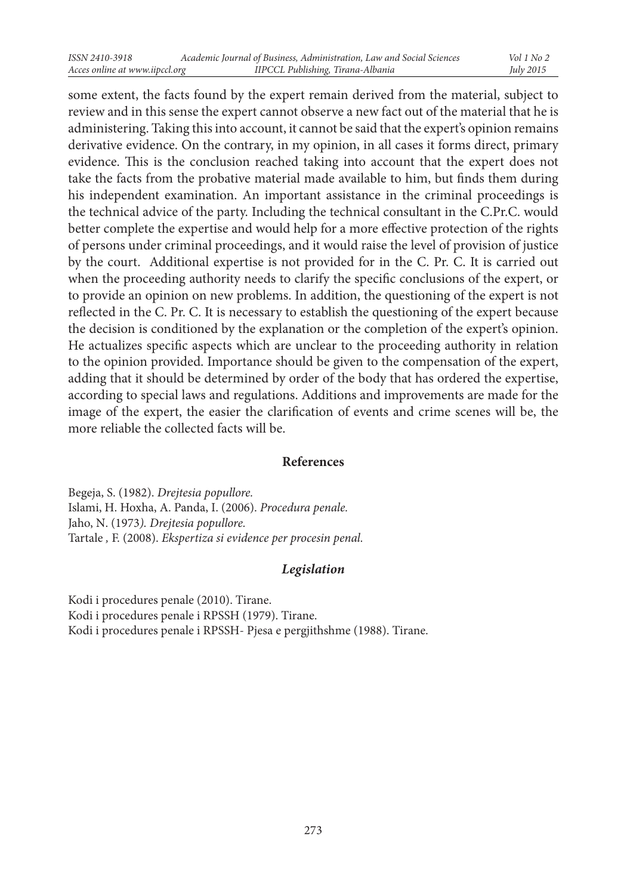some extent, the facts found by the expert remain derived from the material, subject to review and in this sense the expert cannot observe a new fact out of the material that he is administering. Taking this into account, it cannot be said that the expert's opinion remains derivative evidence. On the contrary, in my opinion, in all cases it forms direct, primary evidence. This is the conclusion reached taking into account that the expert does not take the facts from the probative material made available to him, but finds them during his independent examination. An important assistance in the criminal proceedings is the technical advice of the party. Including the technical consultant in the C.Pr.C. would better complete the expertise and would help for a more effective protection of the rights of persons under criminal proceedings, and it would raise the level of provision of justice by the court. Additional expertise is not provided for in the C. Pr. C. It is carried out when the proceeding authority needs to clarify the specific conclusions of the expert, or to provide an opinion on new problems. In addition, the questioning of the expert is not reflected in the C. Pr. C. It is necessary to establish the questioning of the expert because the decision is conditioned by the explanation or the completion of the expert's opinion. He actualizes specific aspects which are unclear to the proceeding authority in relation to the opinion provided. Importance should be given to the compensation of the expert, adding that it should be determined by order of the body that has ordered the expertise, according to special laws and regulations. Additions and improvements are made for the image of the expert, the easier the clarification of events and crime scenes will be, the more reliable the collected facts will be.

## References

Begeja, S. (1982). *Drejtesia popullore.*

Islami, H. Hoxha, A. Panda, I. (2006). *Procedura penale.*

Jaho, N. (1973*). Drejtesia popullore.*

Tartale , F. (2008). *Ekspertiza si evidence per procesin penal.*

## *Legislation*

Kodi i procedures penale (2010). Tirane.

Kodi i procedures penale i RPSSH (1979). Tirane.

Kodi i procedures penale i RPSSH- Pjesa e pergjithshme (1988). Tirane.